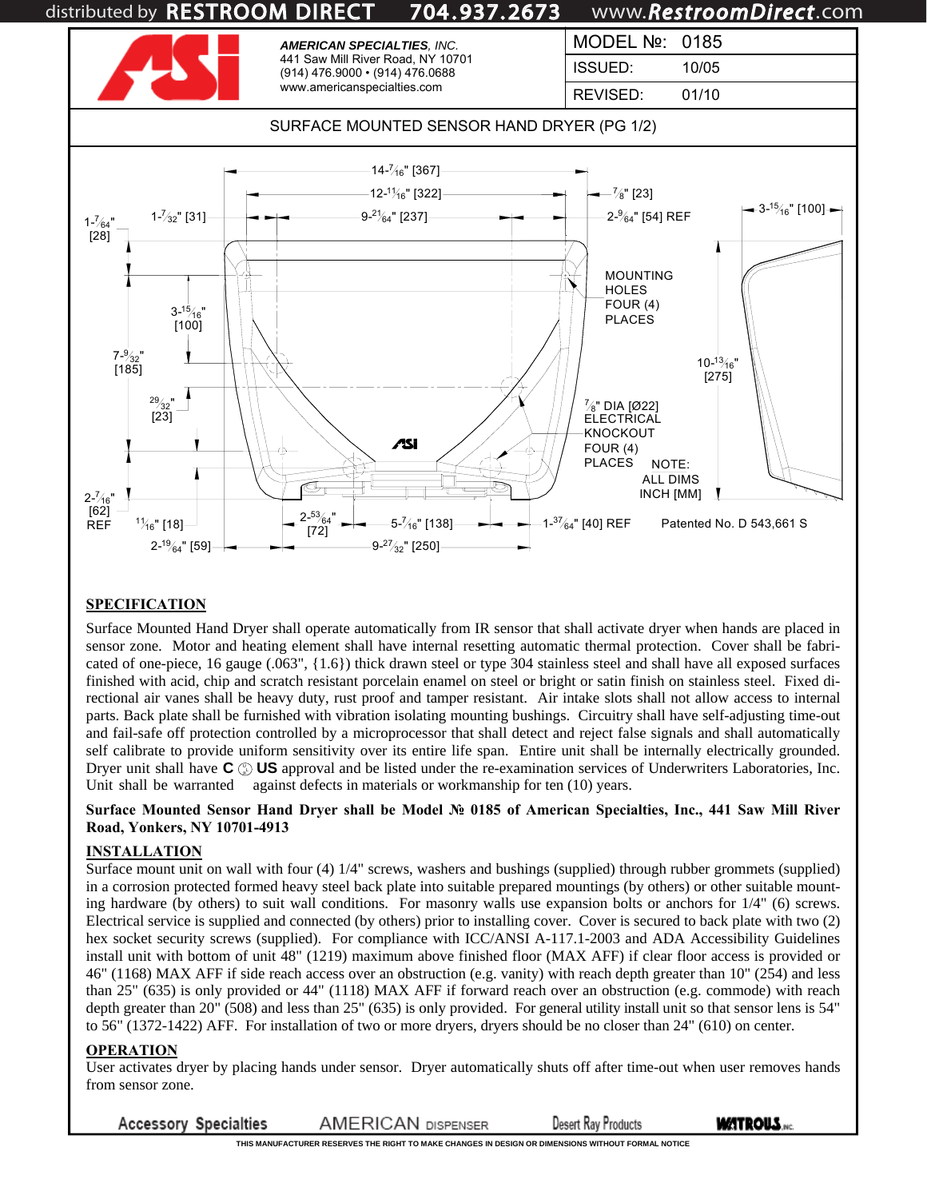distributed by RESTROOM DIRECT 704.937.2673 www.RestroomDirect.com

**AMERICAN SPECIALTIES, INC.**
441 Saw Mill River Road, NY 10701
(914) 476.9000 • (914) 476.0688
www.americanspecialties.com

| MODEL №: | 0185 |
|---|---|
| ISSUED: | 10/05 |
| REVISED: | 01/10 |

SURFACE MOUNTED SENSOR HAND DRYER (PG 1/2)

14-7⁄16" [367]
12-11⁄16" [322]
9-21⁄64" [237]
1-7⁄32" [31]
1-7⁄64" [28]
7⁄8" [23]
2-9⁄64" [54] REF
3-15⁄16" [100]
MOUNTING HOLES FOUR (4) PLACES
3-15⁄16" [100]
7-9⁄32" [185]
10-13⁄16" [275]
29⁄32" [23]
7⁄8" DIA [Ø22] ELECTRICAL KNOCKOUT FOUR (4) PLACES
NOTE: ALL DIMS INCH [MM]
2-7⁄16" [62] REF
11⁄16" [18]
2-53⁄64" [72]
5-7⁄16" [138]
1-37⁄64" [40] REF
2-19⁄64" [59]
9-27⁄32" [250]
Patented No. D 543,661 S

## SPECIFICATION

Surface Mounted Hand Dryer shall operate automatically from IR sensor that shall activate dryer when hands are placed in sensor zone. Motor and heating element shall have internal resetting automatic thermal protection. Cover shall be fabricated of one-piece, 16 gauge (.063", {1.6}) thick drawn steel or type 304 stainless steel and shall have all exposed surfaces finished with acid, chip and scratch resistant porcelain enamel on steel or bright or satin finish on stainless steel. Fixed directional air vanes shall be heavy duty, rust proof and tamper resistant. Air intake slots shall not allow access to internal parts. Back plate shall be furnished with vibration isolating mounting bushings. Circuitry shall have self-adjusting time-out and fail-safe off protection controlled by a microprocessor that shall detect and reject false signals and shall automatically self calibrate to provide uniform sensitivity over its entire life span. Entire unit shall be internally electrically grounded. Dryer unit shall have **C** UL **US** approval and be listed under the re-examination services of Underwriters Laboratories, Inc. Unit shall be warranted against defects in materials or workmanship for ten (10) years.

**Surface Mounted Sensor Hand Dryer shall be Model № 0185 of American Specialties, Inc., 441 Saw Mill River Road, Yonkers, NY 10701-4913**

## INSTALLATION

Surface mount unit on wall with four (4) 1/4" screws, washers and bushings (supplied) through rubber grommets (supplied) in a corrosion protected formed heavy steel back plate into suitable prepared mountings (by others) or other suitable mounting hardware (by others) to suit wall conditions. For masonry walls use expansion bolts or anchors for 1/4" (6) screws. Electrical service is supplied and connected (by others) prior to installing cover. Cover is secured to back plate with two (2) hex socket security screws (supplied). For compliance with ICC/ANSI A-117.1-2003 and ADA Accessibility Guidelines install unit with bottom of unit 48" (1219) maximum above finished floor (MAX AFF) if clear floor access is provided or 46" (1168) MAX AFF if side reach access over an obstruction (e.g. vanity) with reach depth greater than 10" (254) and less than 25" (635) is only provided or 44" (1118) MAX AFF if forward reach over an obstruction (e.g. commode) with reach depth greater than 20" (508) and less than 25" (635) is only provided. For general utility install unit so that sensor lens is 54" to 56" (1372-1422) AFF. For installation of two or more dryers, dryers should be no closer than 24" (610) on center.

## OPERATION

User activates dryer by placing hands under sensor. Dryer automatically shuts off after time-out when user removes hands from sensor zone.

Accessory Specialties AMERICAN DISPENSER Desert Ray Products WATROUS INC.

THIS MANUFACTURER RESERVES THE RIGHT TO MAKE CHANGES IN DESIGN OR DIMENSIONS WITHOUT FORMAL NOTICE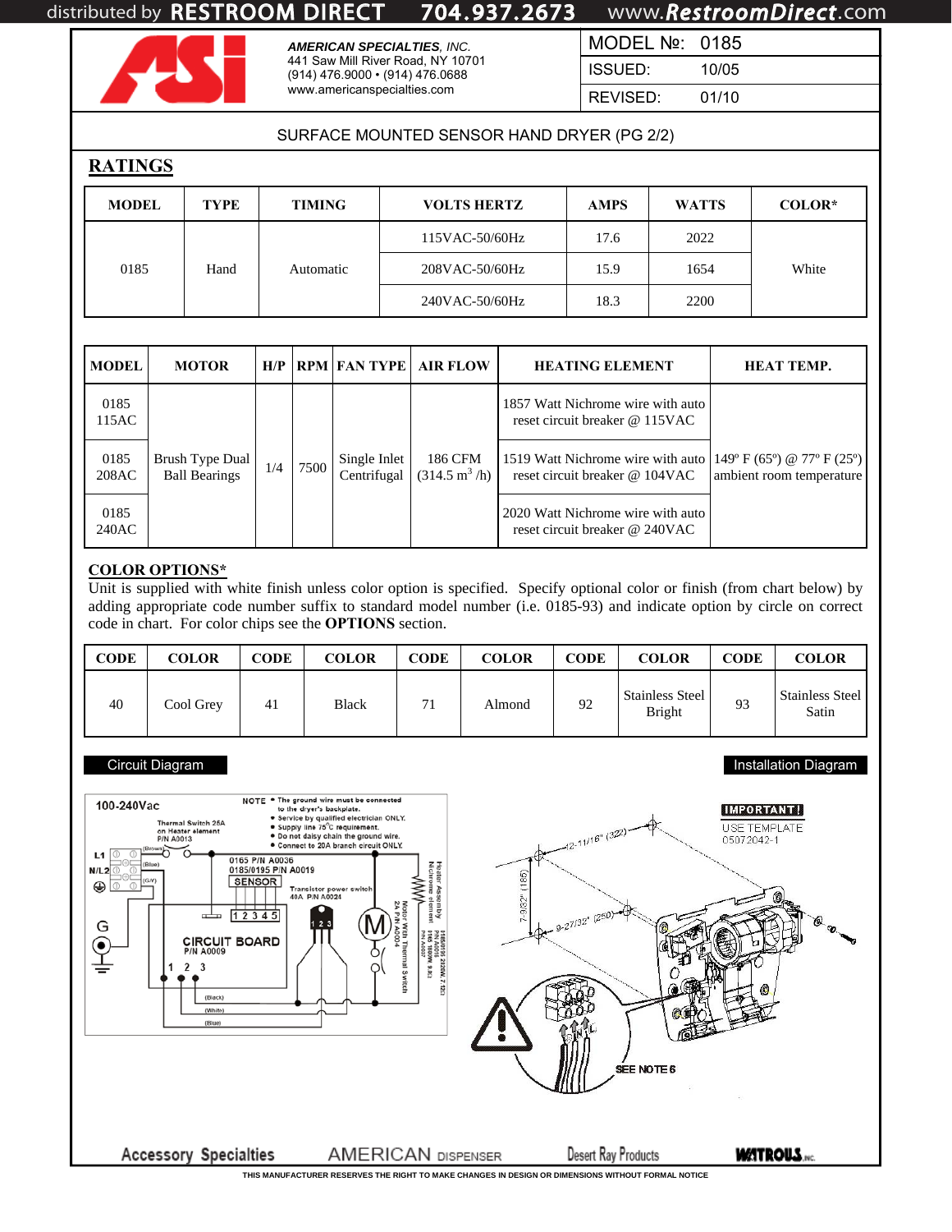AMERICAN SPECIALTIES, INC.
441 Saw Mill River Road, NY 10701
(914) 476.9000 • (914) 476.0688
www.americanspecialties.com

| | |
|---|---|
| MODEL №: | 0185 |
| ISSUED: | 10/05 |
| REVISED: | 01/10 |

SURFACE MOUNTED SENSOR HAND DRYER (PG 2/2)

## RATINGS

| MODEL | TYPE | TIMING | VOLTS HERTZ | AMPS | WATTS | COLOR* |
|---|---|---|---|---|---|---|
| 0185 | Hand | Automatic | 115VAC-50/60Hz | 17.6 | 2022 | White |
| | | | 208VAC-50/60Hz | 15.9 | 1654 | |
| | | | 240VAC-50/60Hz | 18.3 | 2200 | |

| MODEL | MOTOR | H/P | RPM | FAN TYPE | AIR FLOW | HEATING ELEMENT | HEAT TEMP. |
|---|---|---|---|---|---|---|---|
| 0185 115AC | Brush Type Dual Ball Bearings | 1/4 | 7500 | Single Inlet Centrifugal | 186 CFM (314.5 $m^3$ /h) | 1857 Watt Nichrome wire with auto reset circuit breaker @ 115VAC | 149º F (65º) @ 77º F (25º) ambient room temperature |
| 0185 208AC | | | | | | 1519 Watt Nichrome wire with auto reset circuit breaker @ 104VAC | |
| 0185 240AC | | | | | | 2020 Watt Nichrome wire with auto reset circuit breaker @ 240VAC | |

## COLOR OPTIONS*

Unit is supplied with white finish unless color option is specified. Specify optional color or finish (from chart below) by adding appropriate code number suffix to standard model number (i.e. 0185-93) and indicate option by circle on correct code in chart. For color chips see the **OPTIONS** section.

| CODE | COLOR | CODE | COLOR | CODE | COLOR | CODE | COLOR | CODE | COLOR |
|---|---|---|---|---|---|---|---|---|---|
| 40 | Cool Grey | 41 | Black | 71 | Almond | 92 | Stainless Steel Bright | 93 | Stainless Steel Satin |

### Circuit Diagram

100-240Vac

NOTE
- The ground wire must be connected to the dryer's backplate.
- Service by qualified electrician ONLY.
- Supply line 75°C requirement.
- Do not daisy chain the ground wire.
- Connect to 20A branch circuit ONLY.

Thermal Switch 25A on Heater element P/N A0013

L1, N/L2, G, (Brown), (Blue), (G/Y)

0165 P/N A0036
0185/0195 P/N A0019
SENSOR

Transistor power switch 40A P/N A0024

CIRCUIT BOARD P/N A0009

Motor With Thermal Switch 2A P/N A0004

Heater Assembly Nichrome element

(Black) (White) (Blue)

### Installation Diagram

IMPORTANT!
USE TEMPLATE 05072042-1

12-11/16" (322)
7-9/32" (185)
9-27/32" (250)

SEE NOTE 6

Accessory Specialties · AMERICAN DISPENSER · Desert Ray Products · WATROUS INC.

THIS MANUFACTURER RESERVES THE RIGHT TO MAKE CHANGES IN DESIGN OR DIMENSIONS WITHOUT FORMAL NOTICE